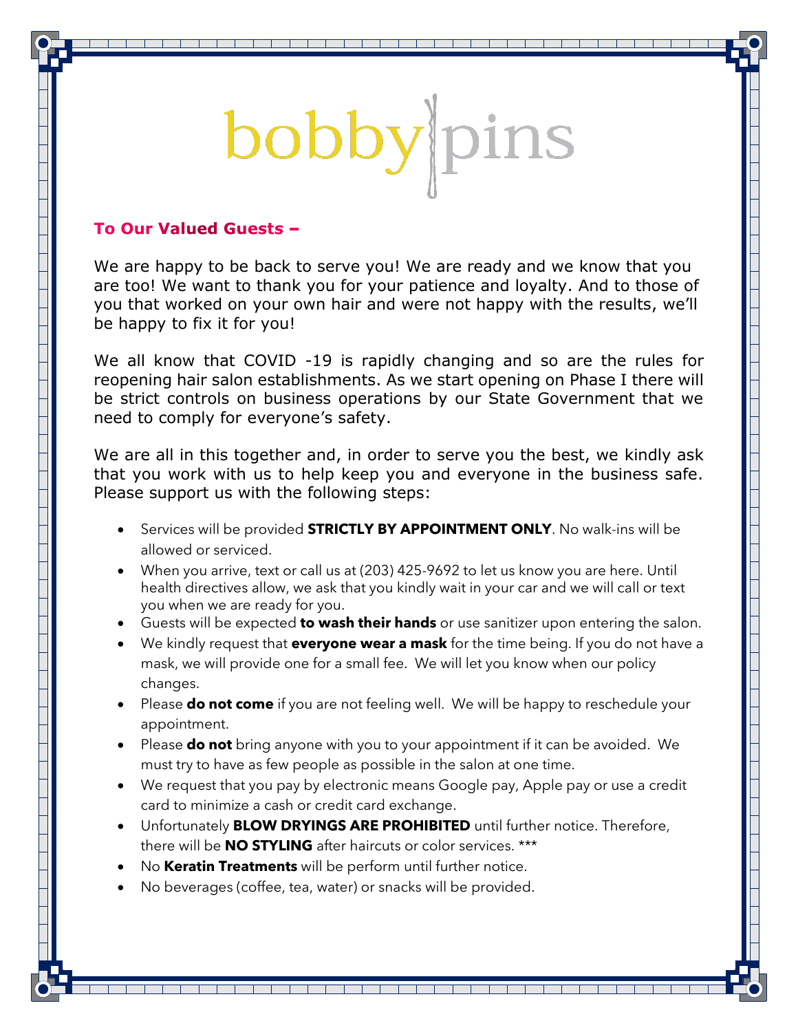# bobby pins

**To Our Valued Guests –**

We are happy to be back to serve you! We are ready and we know that you are too! We want to thank you for your patience and loyalty. And to those of you that worked on your own hair and were not happy with the results, we'll be happy to fix it for you!

We all know that COVID -19 is rapidly changing and so are the rules for reopening hair salon establishments. As we start opening on Phase I there will be strict controls on business operations by our State Government that we need to comply for everyone's safety.

We are all in this together and, in order to serve you the best, we kindly ask that you work with us to help keep you and everyone in the business safe. Please support us with the following steps:

- Services will be provided **STRICTLY BY APPOINTMENT ONLY**. No walk-ins will be allowed or serviced.
- When you arrive, text or call us at (203) 425-9692 to let us know you are here. Until health directives allow, we ask that you kindly wait in your car and we will call or text you when we are ready for you.
- Guests will be expected **to wash their hands** or use sanitizer upon entering the salon.
- We kindly request that **everyone wear a mask** for the time being. If you do not have a mask, we will provide one for a small fee. We will let you know when our policy changes.
- Please **do not come** if you are not feeling well. We will be happy to reschedule your appointment.
- Please **do not** bring anyone with you to your appointment if it can be avoided. We must try to have as few people as possible in the salon at one time.
- We request that you pay by electronic means Google pay, Apple pay or use a credit card to minimize a cash or credit card exchange.
- Unfortunately **BLOW DRYINGS ARE PROHIBITED** until further notice. Therefore, there will be **NO STYLING** after haircuts or color services. ***
- No **Keratin Treatments** will be perform until further notice.
- No beverages (coffee, tea, water) or snacks will be provided.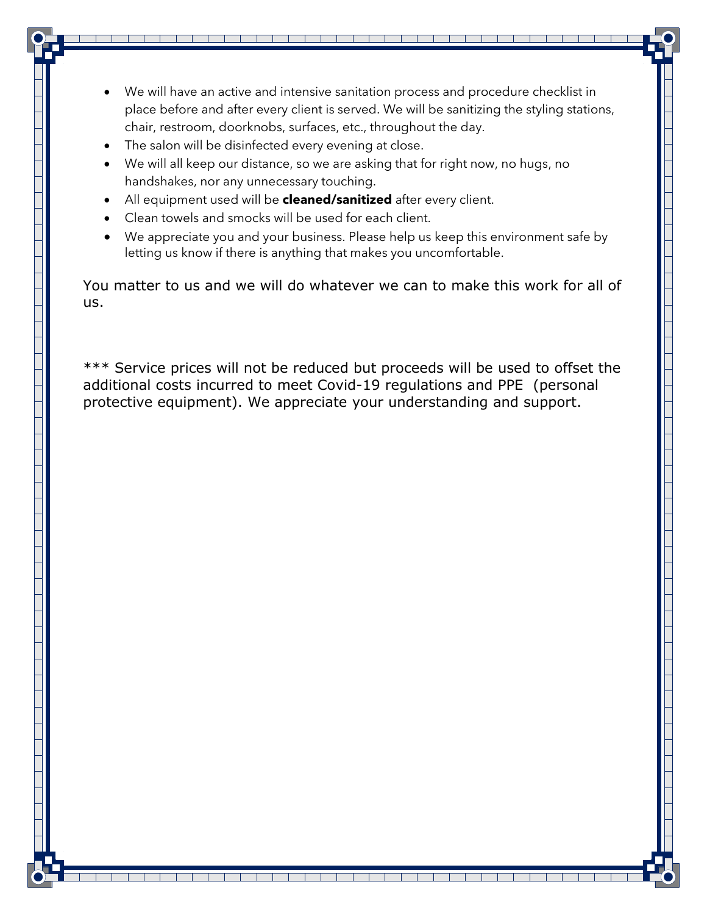- We will have an active and intensive sanitation process and procedure checklist in place before and after every client is served. We will be sanitizing the styling stations, chair, restroom, doorknobs, surfaces, etc., throughout the day.
- The salon will be disinfected every evening at close.
- We will all keep our distance, so we are asking that for right now, no hugs, no handshakes, nor any unnecessary touching.
- All equipment used will be **cleaned/sanitized** after every client.
- Clean towels and smocks will be used for each client.
- We appreciate you and your business. Please help us keep this environment safe by letting us know if there is anything that makes you uncomfortable.

You matter to us and we will do whatever we can to make this work for all of us.

*** Service prices will not be reduced but proceeds will be used to offset the additional costs incurred to meet Covid-19 regulations and PPE (personal protective equipment). We appreciate your understanding and support.